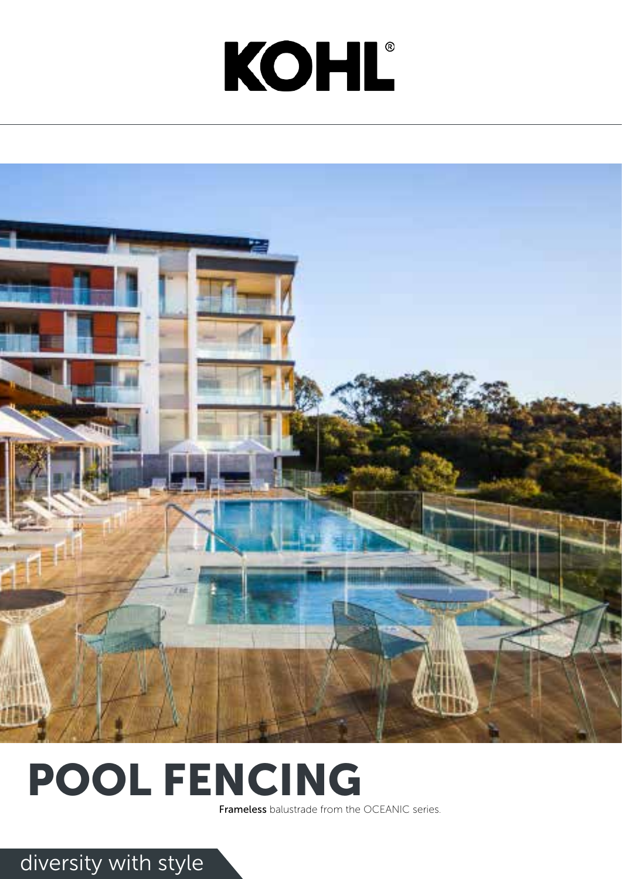# KOHL®

# POOL FENCING

**Frameless** balustrade from the OCEANIC series.

diversity with style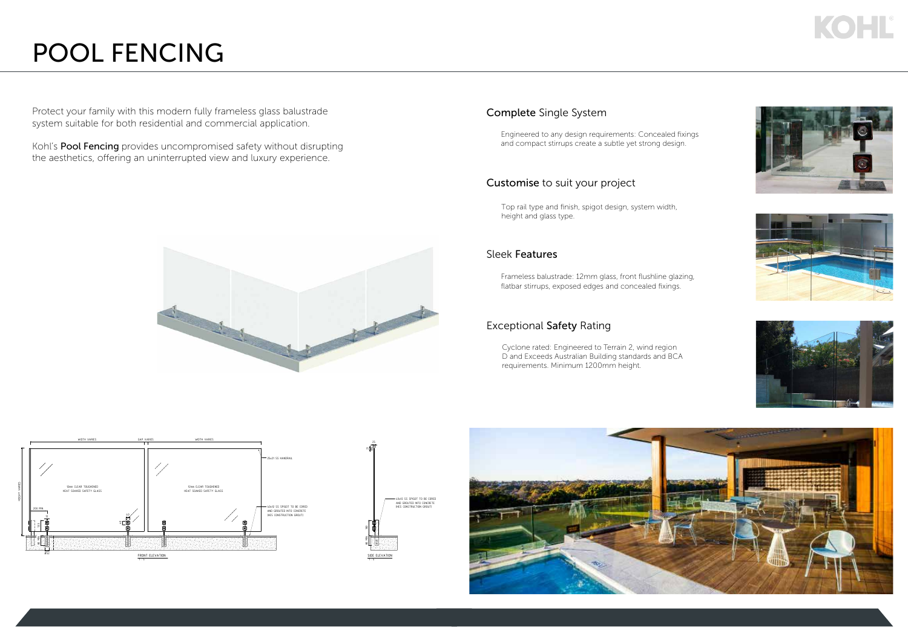# POOL FENCING

Protect your family with this modern fully frameless glass balustrade system suitable for both residential and commercial application.

Kohl's **Pool Fencing** provides uncompromised safety without disrupting the aesthetics, offering an uninterrupted view and luxury experience.

## **Complete** Single System

Engineered to any design requirements: Concealed fixings and compact stirrups create a subtle yet strong design.

## **Customise** to suit your project

Top rail type and finish, spigot design, system width, height and glass type.

## Sleek **Features**

Frameless balustrade: 12mm glass, front flushline glazing, flatbar stirrups, exposed edges and concealed fixings.

## Exceptional **Safety** Rating

Cyclone rated: Engineered to Terrain 2, wind region D and Exceeds Australian Building standards and BCA requirements. Minimum 1200mm height.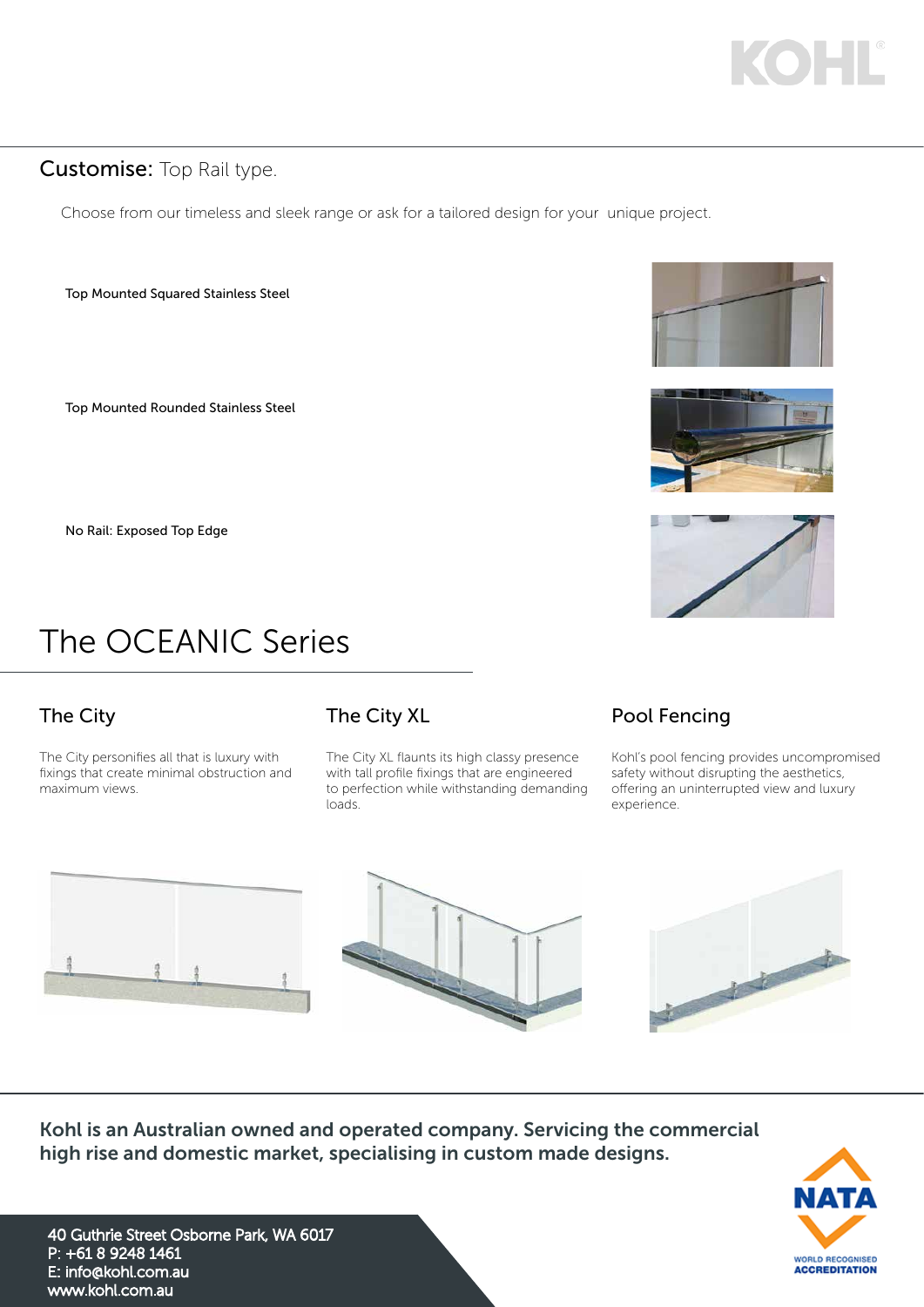KOHL

## Customise: Top Rail type.

Choose from our timeless and sleek range or ask for a tailored design for your unique project.

Top Mounted Squared Stainless Steel

Top Mounted Rounded Stainless Steel

No Rail: Exposed Top Edge

# The OCEANIC Series

### The City

The City personifies all that is luxury with fixings that create minimal obstruction and maximum views.

### The City XL

The City XL flaunts its high classy presence with tall profile fixings that are engineered to perfection while withstanding demanding loads.

### Pool Fencing

Kohl's pool fencing provides uncompromised safety without disrupting the aesthetics, offering an uninterrupted view and luxury experience.

**Kohl is an Australian owned and operated company. Servicing the commercial high rise and domestic market, specialising in custom made designs.**

40 Guthrie Street Osborne Park, WA 6017
P: +61 8 9248 1461
E: info@kohl.com.au
www.kohl.com.au

NATA
WORLD RECOGNISED ACCREDITATION